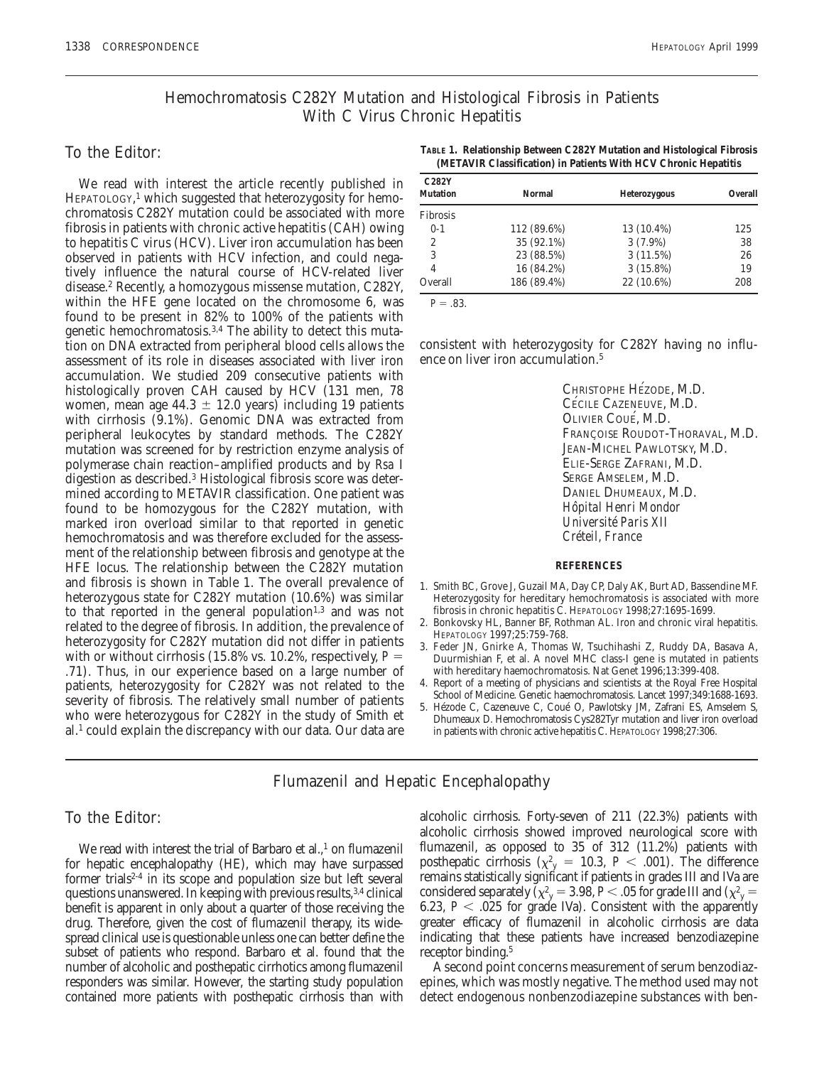# Hemochromatosis C282Y Mutation and Histological Fibrosis in Patients With C Virus Chronic Hepatitis

## To the Editor:

We read with interest the article recently published in HEPATOLOGY,[1] which suggested that heterozygosity for hemochromatosis C282Y mutation could be associated with more fibrosis in patients with chronic active hepatitis (CAH) owing to hepatitis C virus (HCV). Liver iron accumulation has been observed in patients with HCV infection, and could negatively influence the natural course of HCV-related liver disease.[2] Recently, a homozygous missense mutation, C282Y, within the HFE gene located on the chromosome 6, was found to be present in 82% to 100% of the patients with genetic hemochromatosis.[3,4] The ability to detect this mutation on DNA extracted from peripheral blood cells allows the assessment of its role in diseases associated with liver iron accumulation. We studied 209 consecutive patients with histologically proven CAH caused by HCV (131 men, 78 women, mean age 44.3 ± 12.0 years) including 19 patients with cirrhosis (9.1%). Genomic DNA was extracted from peripheral leukocytes by standard methods. The C282Y mutation was screened for by restriction enzyme analysis of polymerase chain reaction–amplified products and by *Rsa* I digestion as described.[3] Histological fibrosis score was determined according to METAVIR classification. One patient was found to be homozygous for the C282Y mutation, with marked iron overload similar to that reported in genetic hemochromatosis and was therefore excluded for the assessment of the relationship between fibrosis and genotype at the HFE locus. The relationship between the C282Y mutation and fibrosis is shown in Table 1. The overall prevalence of heterozygous state for C282Y mutation (10.6%) was similar to that reported in the general population[1,3] and was not related to the degree of fibrosis. In addition, the prevalence of heterozygosity for C282Y mutation did not differ in patients with or without cirrhosis (15.8% vs. 10.2%, respectively, $P = .71$). Thus, in our experience based on a large number of patients, heterozygosity for C282Y was not related to the severity of fibrosis. The relatively small number of patients who were heterozygous for C282Y in the study of Smith et al.[1] could explain the discrepancy with our data. Our data are consistent with heterozygosity for C282Y having no influence on liver iron accumulation.[5]

**TABLE 1. Relationship Between C282Y Mutation and Histological Fibrosis (METAVIR Classification) in Patients With HCV Chronic Hepatitis**

| C282Y Mutation | Normal | Heterozygous | Overall |
|---|---|---|---|
| Fibrosis | | | |
| 0-1 | 112 (89.6%) | 13 (10.4%) | 125 |
| 2 | 35 (92.1%) | 3 (7.9%) | 38 |
| 3 | 23 (88.5%) | 3 (11.5%) | 26 |
| 4 | 16 (84.2%) | 3 (15.8%) | 19 |
| Overall | 186 (89.4%) | 22 (10.6%) | 208 |

$P = .83$.

CHRISTOPHE HÉZODE, M.D.
CÉCILE CAZENEUVE, M.D.
OLIVIER COUÉ, M.D.
FRANÇOISE ROUDOT-THORAVAL, M.D.
JEAN-MICHEL PAWLOTSKY, M.D.
ELIE-SERGE ZAFRANI, M.D.
SERGE AMSELEM, M.D.
DANIEL DHUMEAUX, M.D.
*Hôpital Henri Mondor*
*Université Paris XII*
*Créteil, France*

### REFERENCES

1. Smith BC, Grove J, Guzail MA, Day CP, Daly AK, Burt AD, Bassendine MF. Heterozygosity for hereditary hemochromatosis is associated with more fibrosis in chronic hepatitis C. HEPATOLOGY 1998;27:1695-1699.
2. Bonkovsky HL, Banner BF, Rothman AL. Iron and chronic viral hepatitis. HEPATOLOGY 1997;25:759-768.
3. Feder JN, Gnirke A, Thomas W, Tsuchihashi Z, Ruddy DA, Basava A, Duurmishian F, et al. A novel MHC class-I gene is mutated in patients with hereditary haemochromatosis. Nat Genet 1996;13:399-408.
4. Report of a meeting of physicians and scientists at the Royal Free Hospital School of Medicine. Genetic haemochromatosis. Lancet 1997;349:1688-1693.
5. Hézode C, Cazeneuve C, Coué O, Pawlotsky JM, Zafrani ES, Amselem S, Dhumeaux D. Hemochromatosis Cys282Tyr mutation and liver iron overload in patients with chronic active hepatitis C. HEPATOLOGY 1998;27:306.

# Flumazenil and Hepatic Encephalopathy

## To the Editor:

We read with interest the trial of Barbaro et al.,[1] on flumazenil for hepatic encephalopathy (HE), which may have surpassed former trials[2-4] in its scope and population size but left several questions unanswered. In keeping with previous results,[3,4] clinical benefit is apparent in only about a quarter of those receiving the drug. Therefore, given the cost of flumazenil therapy, its widespread clinical use is questionable unless one can better define the subset of patients who respond. Barbaro et al. found that the number of alcoholic and posthepatic cirrhotics among flumazenil responders was similar. However, the starting study population contained more patients with posthepatic cirrhosis than with alcoholic cirrhosis. Forty-seven of 211 (22.3%) patients with alcoholic cirrhosis showed improved neurological score with flumazenil, as opposed to 35 of 312 (11.2%) patients with posthepatic cirrhosis ($\chi^2_y = 10.3$, $P < .001$). The difference remains statistically significant if patients in grades III and IVa are considered separately ($\chi^2_y = 3.98$, $P < .05$ for grade III and ($\chi^2_y = 6.23$, $P < .025$ for grade IVa). Consistent with the apparently greater efficacy of flumazenil in alcoholic cirrhosis are data indicating that these patients have increased benzodiazepine receptor binding.[5]

A second point concerns measurement of serum benzodiazepines, which was mostly negative. The method used may not detect endogenous nonbenzodiazepine substances with ben-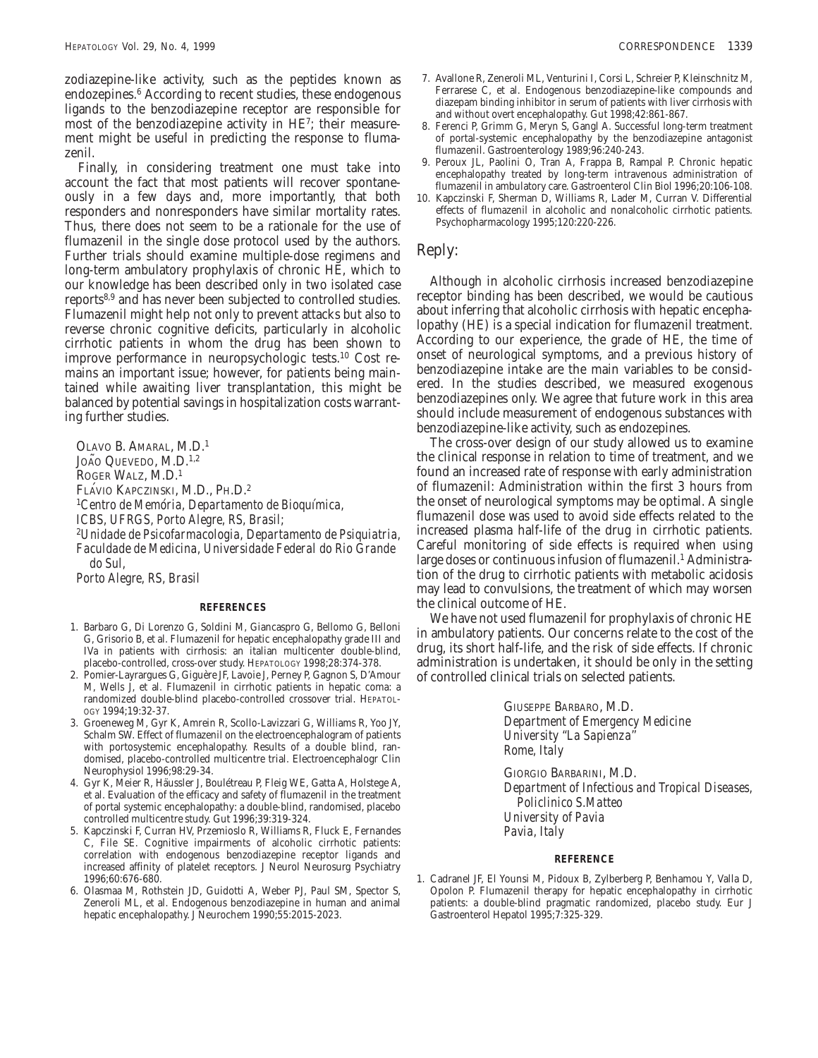zodiazepine-like activity, such as the peptides known as endozepines.[6] According to recent studies, these endogenous ligands to the benzodiazepine receptor are responsible for most of the benzodiazepine activity in HE[7]; their measurement might be useful in predicting the response to flumazenil.

Finally, in considering treatment one must take into account the fact that most patients will recover spontaneously in a few days and, more importantly, that both responders and nonresponders have similar mortality rates. Thus, there does not seem to be a rationale for the use of flumazenil in the single dose protocol used by the authors. Further trials should examine multiple-dose regimens and long-term ambulatory prophylaxis of chronic HE, which to our knowledge has been described only in two isolated case reports[8,9] and has never been subjected to controlled studies. Flumazenil might help not only to prevent attacks but also to reverse chronic cognitive deficits, particularly in alcoholic cirrhotic patients in whom the drug has been shown to improve performance in neuropsychologic tests.[10] Cost remains an important issue; however, for patients being maintained while awaiting liver transplantation, this might be balanced by potential savings in hospitalization costs warranting further studies.

OLAVO B. AMARAL, M.D.[1]
JOÃO QUEVEDO, M.D.[1,2]
ROGER WALZ, M.D.[1]
FLÁVIO KAPCZINSKI, M.D., PH.D.[2]
[1]*Centro de Memória, Departamento de Bioquímica, ICBS, UFRGS, Porto Alegre, RS, Brasil;*
[2]*Unidade de Psicofarmacologia, Departamento de Psiquiatria, Faculdade de Medicina, Universidade Federal do Rio Grande do Sul, Porto Alegre, RS, Brasil*

#### REFERENCES

1. Barbaro G, Di Lorenzo G, Soldini M, Giancaspro G, Bellomo G, Belloni G, Grisorio B, et al. Flumazenil for hepatic encephalopathy grade III and IVa in patients with cirrhosis: an italian multicenter double-blind, placebo-controlled, cross-over study. HEPATOLOGY 1998;28:374-378.
2. Pomier-Layrargues G, Giguère JF, Lavoie J, Perney P, Gagnon S, D'Amour M, Wells J, et al. Flumazenil in cirrhotic patients in hepatic coma: a randomized double-blind placebo-controlled crossover trial. HEPATOLOGY 1994;19:32-37.
3. Groeneweg M, Gyr K, Amrein R, Scollo-Lavizzari G, Williams R, Yoo JY, Schalm SW. Effect of flumazenil on the electroencephalogram of patients with portosystemic encephalopathy. Results of a double blind, randomised, placebo-controlled multicentre trial. Electroencephalogr Clin Neurophysiol 1996;98:29-34.
4. Gyr K, Meier R, Häussler J, Boulétreau P, Fleig WE, Gatta A, Holstege A, et al. Evaluation of the efficacy and safety of flumazenil in the treatment of portal systemic encephalopathy: a double-blind, randomised, placebo controlled multicentre study. Gut 1996;39:319-324.
5. Kapczinski F, Curran HV, Przemioslo R, Williams R, Fluck E, Fernandes C, File SE. Cognitive impairments of alcoholic cirrhotic patients: correlation with endogenous benzodiazepine receptor ligands and increased affinity of platelet receptors. J Neurol Neurosurg Psychiatry 1996;60:676-680.
6. Olasmaa M, Rothstein JD, Guidotti A, Weber PJ, Paul SM, Spector S, Zeneroli ML, et al. Endogenous benzodiazepine in human and animal hepatic encephalopathy. J Neurochem 1990;55:2015-2023.
7. Avallone R, Zeneroli ML, Venturini I, Corsi L, Schreier P, Kleinschnitz M, Ferrarese C, et al. Endogenous benzodiazepine-like compounds and diazepam binding inhibitor in serum of patients with liver cirrhosis with and without overt encephalopathy. Gut 1998;42:861-867.
8. Ferenci P, Grimm G, Meryn S, Gangl A. Successful long-term treatment of portal-systemic encephalopathy by the benzodiazepine antagonist flumazenil. Gastroenterology 1989;96:240-243.
9. Peroux JL, Paolini O, Tran A, Frappa B, Rampal P. Chronic hepatic encephalopathy treated by long-term intravenous administration of flumazenil in ambulatory care. Gastroenterol Clin Biol 1996;20:106-108.
10. Kapczinski F, Sherman D, Williams R, Lader M, Curran V. Differential effects of flumazenil in alcoholic and nonalcoholic cirrhotic patients. Psychopharmacology 1995;120:220-226.

## Reply:

Although in alcoholic cirrhosis increased benzodiazepine receptor binding has been described, we would be cautious about inferring that alcoholic cirrhosis with hepatic encephalopathy (HE) is a special indication for flumazenil treatment. According to our experience, the grade of HE, the time of onset of neurological symptoms, and a previous history of benzodiazepine intake are the main variables to be considered. In the studies described, we measured exogenous benzodiazepines only. We agree that future work in this area should include measurement of endogenous substances with benzodiazepine-like activity, such as endozepines.

The cross-over design of our study allowed us to examine the clinical response in relation to time of treatment, and we found an increased rate of response with early administration of flumazenil: Administration within the first 3 hours from the onset of neurological symptoms may be optimal. A single flumazenil dose was used to avoid side effects related to the increased plasma half-life of the drug in cirrhotic patients. Careful monitoring of side effects is required when using large doses or continuous infusion of flumazenil.[1] Administration of the drug to cirrhotic patients with metabolic acidosis may lead to convulsions, the treatment of which may worsen the clinical outcome of HE.

We have not used flumazenil for prophylaxis of chronic HE in ambulatory patients. Our concerns relate to the cost of the drug, its short half-life, and the risk of side effects. If chronic administration is undertaken, it should be only in the setting of controlled clinical trials on selected patients.

GIUSEPPE BARBARO, M.D.
*Department of Emergency Medicine*
*University "La Sapienza"*
*Rome, Italy*

GIORGIO BARBARINI, M.D.
*Department of Infectious and Tropical Diseases, Policlinico S.Matteo*
*University of Pavia*
*Pavia, Italy*

#### REFERENCE

1. Cadranel JF, El Younsi M, Pidoux B, Zylberberg P, Benhamou Y, Valla D, Opolon P. Flumazenil therapy for hepatic encephalopathy in cirrhotic patients: a double-blind pragmatic randomized, placebo study. Eur J Gastroenterol Hepatol 1995;7:325-329.